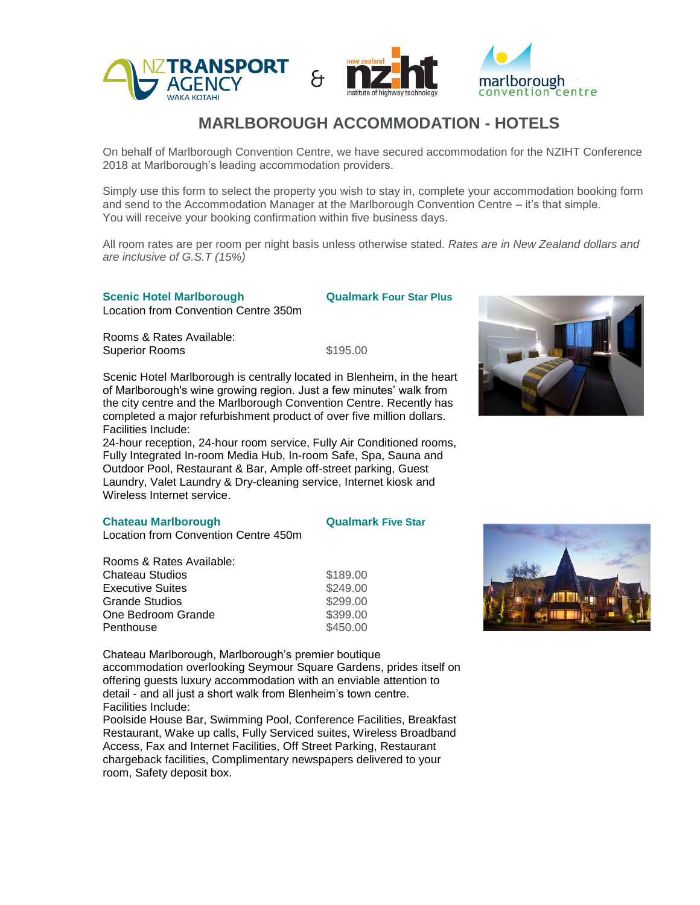# MARLBOROUGH ACCOMMODATION - HOTELS

On behalf of Marlborough Convention Centre, we have secured accommodation for the NZIHT Conference 2018 at Marlborough's leading accommodation providers.

Simply use this form to select the property you wish to stay in, complete your accommodation booking form and send to the Accommodation Manager at the Marlborough Convention Centre – it's that simple.
You will receive your booking confirmation within five business days.

All room rates are per room per night basis unless otherwise stated. *Rates are in New Zealand dollars and are inclusive of G.S.T (15%)*

## Scenic Hotel Marlborough

**Qualmark Four Star Plus**

Location from Convention Centre 350m

Rooms & Rates Available:

| Room | Rate |
|---|---|
| Superior Rooms | $195.00 |

Scenic Hotel Marlborough is centrally located in Blenheim, in the heart of Marlborough's wine growing region. Just a few minutes' walk from the city centre and the Marlborough Convention Centre. Recently has completed a major refurbishment product of over five million dollars.
Facilities Include:
24-hour reception, 24-hour room service, Fully Air Conditioned rooms, Fully Integrated In-room Media Hub, In-room Safe, Spa, Sauna and Outdoor Pool, Restaurant & Bar, Ample off-street parking, Guest Laundry, Valet Laundry & Dry-cleaning service, Internet kiosk and Wireless Internet service.

## Chateau Marlborough

**Qualmark Five Star**

Location from Convention Centre 450m

Rooms & Rates Available:

| Room | Rate |
|---|---|
| Chateau Studios | $189.00 |
| Executive Suites | $249.00 |
| Grande Studios | $299.00 |
| One Bedroom Grande | $399.00 |
| Penthouse | $450.00 |

Chateau Marlborough, Marlborough's premier boutique accommodation overlooking Seymour Square Gardens, prides itself on offering guests luxury accommodation with an enviable attention to detail - and all just a short walk from Blenheim's town centre.
Facilities Include:
Poolside House Bar, Swimming Pool, Conference Facilities, Breakfast Restaurant, Wake up calls, Fully Serviced suites, Wireless Broadband Access, Fax and Internet Facilities, Off Street Parking, Restaurant chargeback facilities, Complimentary newspapers delivered to your room, Safety deposit box.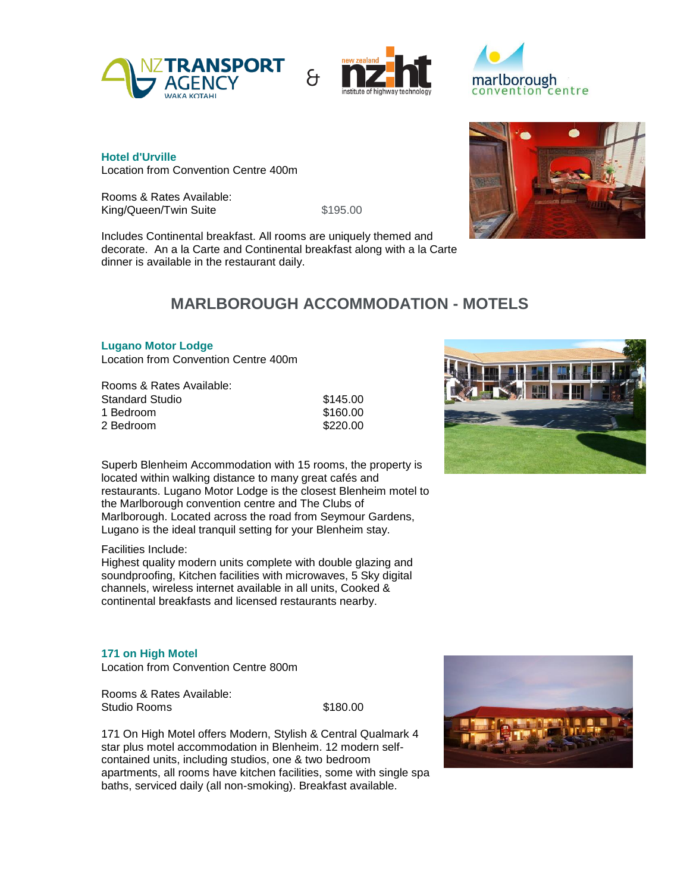### Hotel d'Urville

Location from Convention Centre 400m

Rooms & Rates Available:

| | |
|---|---|
| King/Queen/Twin Suite | $195.00 |

Includes Continental breakfast. All rooms are uniquely themed and decorate. An a la Carte and Continental breakfast along with a la Carte dinner is available in the restaurant daily.

## MARLBOROUGH ACCOMMODATION - MOTELS

### Lugano Motor Lodge

Location from Convention Centre 400m

Rooms & Rates Available:

| | |
|---|---|
| Standard Studio | $145.00 |
| 1 Bedroom | $160.00 |
| 2 Bedroom | $220.00 |

Superb Blenheim Accommodation with 15 rooms, the property is located within walking distance to many great cafés and restaurants. Lugano Motor Lodge is the closest Blenheim motel to the Marlborough convention centre and The Clubs of Marlborough. Located across the road from Seymour Gardens, Lugano is the ideal tranquil setting for your Blenheim stay.

Facilities Include:
Highest quality modern units complete with double glazing and soundproofing, Kitchen facilities with microwaves, 5 Sky digital channels, wireless internet available in all units, Cooked & continental breakfasts and licensed restaurants nearby.

### 171 on High Motel

Location from Convention Centre 800m

Rooms & Rates Available:

| | |
|---|---|
| Studio Rooms | $180.00 |

171 On High Motel offers Modern, Stylish & Central Qualmark 4 star plus motel accommodation in Blenheim. 12 modern self-contained units, including studios, one & two bedroom apartments, all rooms have kitchen facilities, some with single spa baths, serviced daily (all non-smoking). Breakfast available.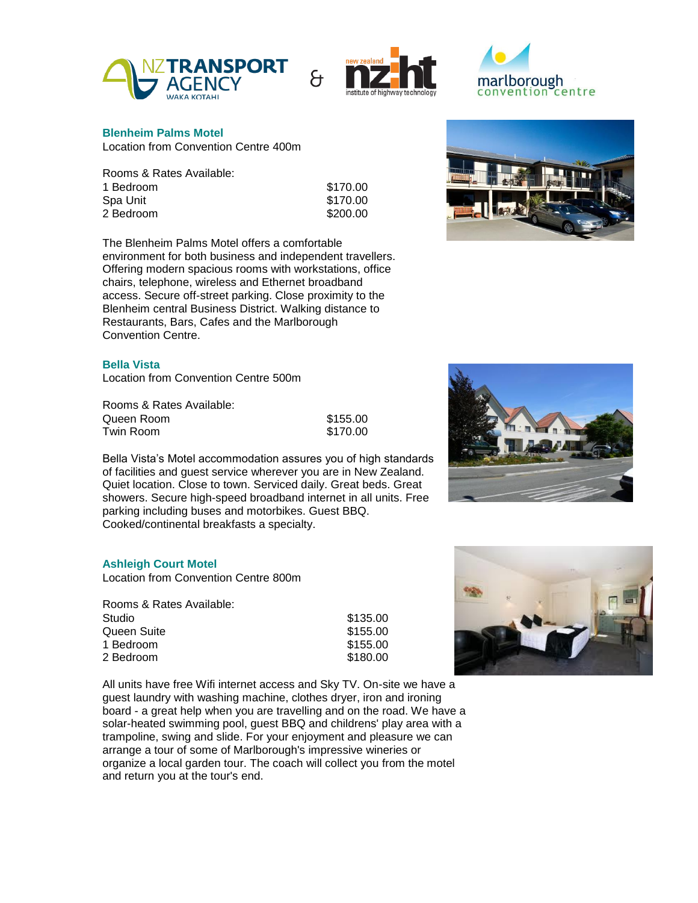## Blenheim Palms Motel

Location from Convention Centre 400m

Rooms & Rates Available:

| Room | Rate |
|---|---|
| 1 Bedroom | $170.00 |
| Spa Unit | $170.00 |
| 2 Bedroom | $200.00 |

The Blenheim Palms Motel offers a comfortable environment for both business and independent travellers. Offering modern spacious rooms with workstations, office chairs, telephone, wireless and Ethernet broadband access. Secure off-street parking. Close proximity to the Blenheim central Business District. Walking distance to Restaurants, Bars, Cafes and the Marlborough Convention Centre.

## Bella Vista

Location from Convention Centre 500m

Rooms & Rates Available:

| Room | Rate |
|---|---|
| Queen Room | $155.00 |
| Twin Room | $170.00 |

Bella Vista's Motel accommodation assures you of high standards of facilities and guest service wherever you are in New Zealand. Quiet location. Close to town. Serviced daily. Great beds. Great showers. Secure high-speed broadband internet in all units. Free parking including buses and motorbikes. Guest BBQ. Cooked/continental breakfasts a specialty.

## Ashleigh Court Motel

Location from Convention Centre 800m

Rooms & Rates Available:

| Room | Rate |
|---|---|
| Studio | $135.00 |
| Queen Suite | $155.00 |
| 1 Bedroom | $155.00 |
| 2 Bedroom | $180.00 |

All units have free Wifi internet access and Sky TV. On-site we have a guest laundry with washing machine, clothes dryer, iron and ironing board - a great help when you are travelling and on the road. We have a solar-heated swimming pool, guest BBQ and childrens' play area with a trampoline, swing and slide. For your enjoyment and pleasure we can arrange a tour of some of Marlborough's impressive wineries or organize a local garden tour. The coach will collect you from the motel and return you at the tour's end.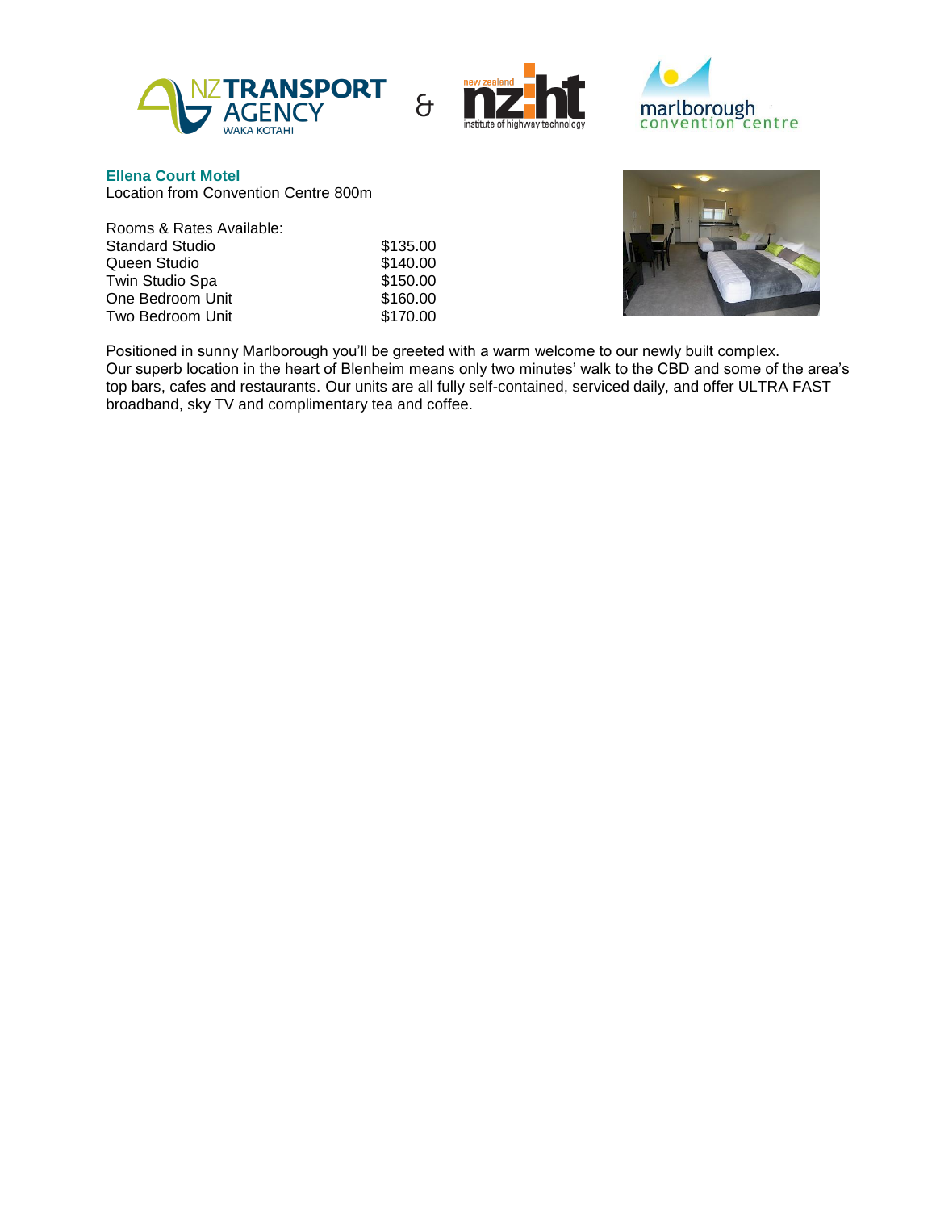## Ellena Court Motel

Location from Convention Centre 800m

Rooms & Rates Available:

| | |
|---|---|
| Standard Studio | $135.00 |
| Queen Studio | $140.00 |
| Twin Studio Spa | $150.00 |
| One Bedroom Unit | $160.00 |
| Two Bedroom Unit | $170.00 |

Positioned in sunny Marlborough you'll be greeted with a warm welcome to our newly built complex. Our superb location in the heart of Blenheim means only two minutes' walk to the CBD and some of the area's top bars, cafes and restaurants. Our units are all fully self-contained, serviced daily, and offer ULTRA FAST broadband, sky TV and complimentary tea and coffee.